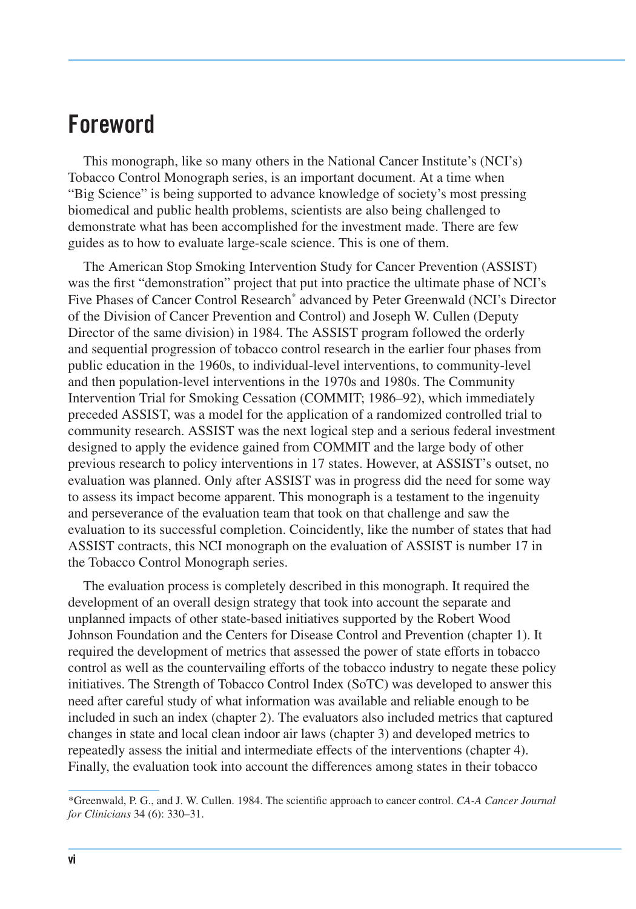# Foreword

This monograph, like so many others in the National Cancer Institute's (NCI's) Tobacco Control Monograph series, is an important document. At a time when "Big Science" is being supported to advance knowledge of society's most pressing biomedical and public health problems, scientists are also being challenged to demonstrate what has been accomplished for the investment made. There are few guides as to how to evaluate large-scale science. This is one of them.

The American Stop Smoking Intervention Study for Cancer Prevention (ASSIST) was the first "demonstration" project that put into practice the ultimate phase of NCI's Five Phases of Cancer Control Research* advanced by Peter Greenwald (NCI's Director of the Division of Cancer Prevention and Control) and Joseph W. Cullen (Deputy Director of the same division) in 1984. The ASSIST program followed the orderly and sequential progression of tobacco control research in the earlier four phases from public education in the 1960s, to individual-level interventions, to community-level and then population-level interventions in the 1970s and 1980s. The Community Intervention Trial for Smoking Cessation (COMMIT; 1986–92), which immediately preceded ASSIST, was a model for the application of a randomized controlled trial to community research. ASSIST was the next logical step and a serious federal investment designed to apply the evidence gained from COMMIT and the large body of other previous research to policy interventions in 17 states. However, at ASSIST's outset, no evaluation was planned. Only after ASSIST was in progress did the need for some way to assess its impact become apparent. This monograph is a testament to the ingenuity and perseverance of the evaluation team that took on that challenge and saw the evaluation to its successful completion. Coincidently, like the number of states that had ASSIST contracts, this NCI monograph on the evaluation of ASSIST is number 17 in the Tobacco Control Monograph series.

The evaluation process is completely described in this monograph. It required the development of an overall design strategy that took into account the separate and unplanned impacts of other state-based initiatives supported by the Robert Wood Johnson Foundation and the Centers for Disease Control and Prevention (chapter 1). It required the development of metrics that assessed the power of state efforts in tobacco control as well as the countervailing efforts of the tobacco industry to negate these policy initiatives. The Strength of Tobacco Control Index (SoTC) was developed to answer this need after careful study of what information was available and reliable enough to be included in such an index (chapter 2). The evaluators also included metrics that captured changes in state and local clean indoor air laws (chapter 3) and developed metrics to repeatedly assess the initial and intermediate effects of the interventions (chapter 4). Finally, the evaluation took into account the differences among states in their tobacco

*Greenwald, P. G., and J. W. Cullen. 1984. The scientific approach to cancer control. *CA-A Cancer Journal for Clinicians* 34 (6): 330–31.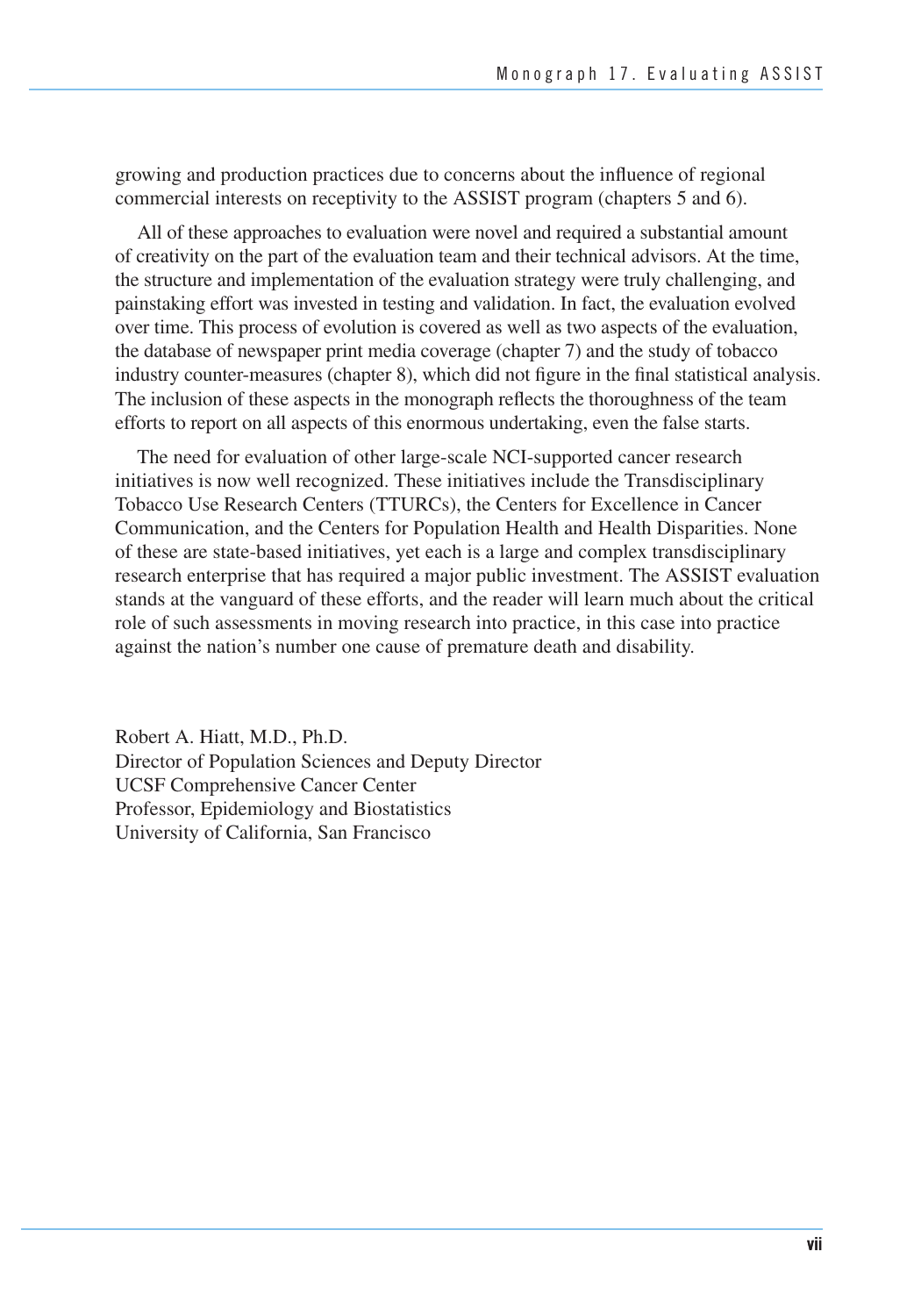growing and production practices due to concerns about the influence of regional commercial interests on receptivity to the ASSIST program (chapters 5 and 6).

All of these approaches to evaluation were novel and required a substantial amount of creativity on the part of the evaluation team and their technical advisors. At the time, the structure and implementation of the evaluation strategy were truly challenging, and painstaking effort was invested in testing and validation. In fact, the evaluation evolved over time. This process of evolution is covered as well as two aspects of the evaluation, the database of newspaper print media coverage (chapter 7) and the study of tobacco industry counter-measures (chapter 8), which did not figure in the final statistical analysis. The inclusion of these aspects in the monograph reflects the thoroughness of the team efforts to report on all aspects of this enormous undertaking, even the false starts.

The need for evaluation of other large-scale NCI-supported cancer research initiatives is now well recognized. These initiatives include the Transdisciplinary Tobacco Use Research Centers (TTURCs), the Centers for Excellence in Cancer Communication, and the Centers for Population Health and Health Disparities. None of these are state-based initiatives, yet each is a large and complex transdisciplinary research enterprise that has required a major public investment. The ASSIST evaluation stands at the vanguard of these efforts, and the reader will learn much about the critical role of such assessments in moving research into practice, in this case into practice against the nation's number one cause of premature death and disability.

Robert A. Hiatt, M.D., Ph.D.  
Director of Population Sciences and Deputy Director  
UCSF Comprehensive Cancer Center  
Professor, Epidemiology and Biostatistics  
University of California, San Francisco